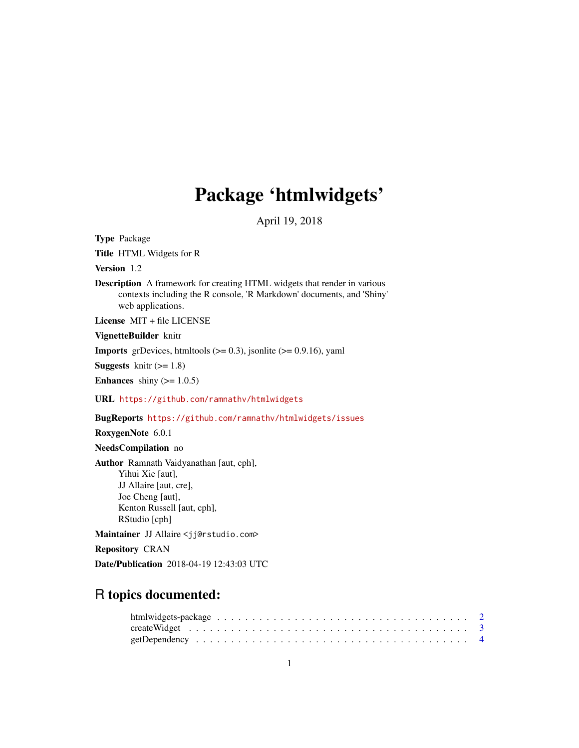# Package 'htmlwidgets'

April 19, 2018

**Type** Package

**Title** HTML Widgets for R

**Version** 1.2

**Description** A framework for creating HTML widgets that render in various contexts including the R console, 'R Markdown' documents, and 'Shiny' web applications.

**License** MIT + file LICENSE

**VignetteBuilder** knitr

**Imports** grDevices, htmltools (>= 0.3), jsonlite (>= 0.9.16), yaml

**Suggests** knitr (>= 1.8)

**Enhances** shiny (>= 1.0.5)

**URL** https://github.com/ramnathv/htmlwidgets

**BugReports** https://github.com/ramnathv/htmlwidgets/issues

**RoxygenNote** 6.0.1

**NeedsCompilation** no

**Author** Ramnath Vaidyanathan [aut, cph],
Yihui Xie [aut],
JJ Allaire [aut, cre],
Joe Cheng [aut],
Kenton Russell [aut, cph],
RStudio [cph]

**Maintainer** JJ Allaire <jj@rstudio.com>

**Repository** CRAN

**Date/Publication** 2018-04-19 12:43:03 UTC

## R topics documented:

htmlwidgets-package . . . . . . . . . . . . . . . . . . . . . . . . . . . . . . . . . . 2
createWidget . . . . . . . . . . . . . . . . . . . . . . . . . . . . . . . . . . . . . . 3
getDependency . . . . . . . . . . . . . . . . . . . . . . . . . . . . . . . . . . . . . 4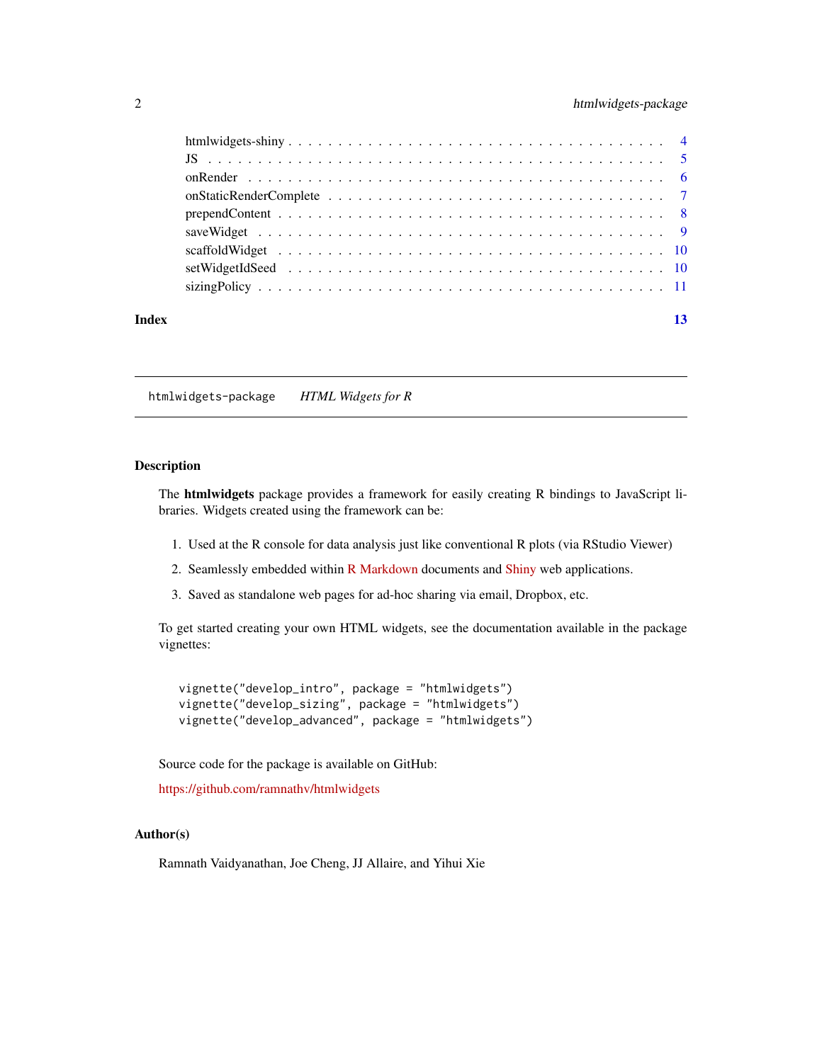htmlwidgets-shiny . . . . . . . . . . . . . . . . . . . . . . . . . . . . . . . . . . . . 4
JS . . . . . . . . . . . . . . . . . . . . . . . . . . . . . . . . . . . . . . . . . . . 5
onRender . . . . . . . . . . . . . . . . . . . . . . . . . . . . . . . . . . . . . . . . 6
onStaticRenderComplete . . . . . . . . . . . . . . . . . . . . . . . . . . . . . . . . . 7
prependContent . . . . . . . . . . . . . . . . . . . . . . . . . . . . . . . . . . . . . 8
saveWidget . . . . . . . . . . . . . . . . . . . . . . . . . . . . . . . . . . . . . . . 9
scaffoldWidget . . . . . . . . . . . . . . . . . . . . . . . . . . . . . . . . . . . . . 10
setWidgetIdSeed . . . . . . . . . . . . . . . . . . . . . . . . . . . . . . . . . . . . 10
sizingPolicy . . . . . . . . . . . . . . . . . . . . . . . . . . . . . . . . . . . . . . 11

**Index** **13**

---

`htmlwidgets-package` *HTML Widgets for R*

---

### Description

The **htmlwidgets** package provides a framework for easily creating R bindings to JavaScript libraries. Widgets created using the framework can be:

1. Used at the R console for data analysis just like conventional R plots (via RStudio Viewer)
2. Seamlessly embedded within R Markdown documents and Shiny web applications.
3. Saved as standalone web pages for ad-hoc sharing via email, Dropbox, etc.

To get started creating your own HTML widgets, see the documentation available in the package vignettes:

```
vignette("develop_intro", package = "htmlwidgets")
vignette("develop_sizing", package = "htmlwidgets")
vignette("develop_advanced", package = "htmlwidgets")
```

Source code for the package is available on GitHub:

https://github.com/ramnathv/htmlwidgets

### Author(s)

Ramnath Vaidyanathan, Joe Cheng, JJ Allaire, and Yihui Xie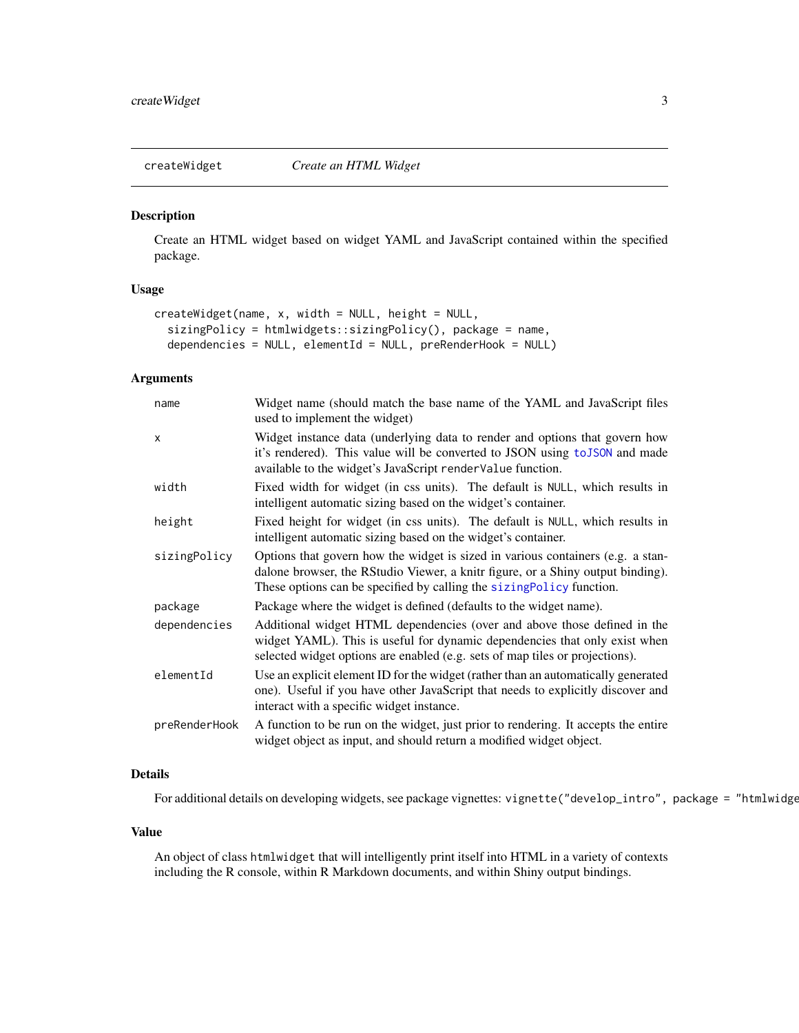## createWidget — *Create an HTML Widget*

### Description

Create an HTML widget based on widget YAML and JavaScript contained within the specified package.

### Usage

```
createWidget(name, x, width = NULL, height = NULL,
  sizingPolicy = htmlwidgets::sizingPolicy(), package = name,
  dependencies = NULL, elementId = NULL, preRenderHook = NULL)
```

### Arguments

| | |
|---|---|
| `name` | Widget name (should match the base name of the YAML and JavaScript files used to implement the widget) |
| `x` | Widget instance data (underlying data to render and options that govern how it's rendered). This value will be converted to JSON using `toJSON` and made available to the widget's JavaScript `renderValue` function. |
| `width` | Fixed width for widget (in css units). The default is `NULL`, which results in intelligent automatic sizing based on the widget's container. |
| `height` | Fixed height for widget (in css units). The default is `NULL`, which results in intelligent automatic sizing based on the widget's container. |
| `sizingPolicy` | Options that govern how the widget is sized in various containers (e.g. a standalone browser, the RStudio Viewer, a knitr figure, or a Shiny output binding). These options can be specified by calling the `sizingPolicy` function. |
| `package` | Package where the widget is defined (defaults to the widget name). |
| `dependencies` | Additional widget HTML dependencies (over and above those defined in the widget YAML). This is useful for dynamic dependencies that only exist when selected widget options are enabled (e.g. sets of map tiles or projections). |
| `elementId` | Use an explicit element ID for the widget (rather than an automatically generated one). Useful if you have other JavaScript that needs to explicitly discover and interact with a specific widget instance. |
| `preRenderHook` | A function to be run on the widget, just prior to rendering. It accepts the entire widget object as input, and should return a modified widget object. |

### Details

For additional details on developing widgets, see package vignettes: `vignette("develop_intro", package = "htmlwidge`

### Value

An object of class `htmlwidget` that will intelligently print itself into HTML in a variety of contexts including the R console, within R Markdown documents, and within Shiny output bindings.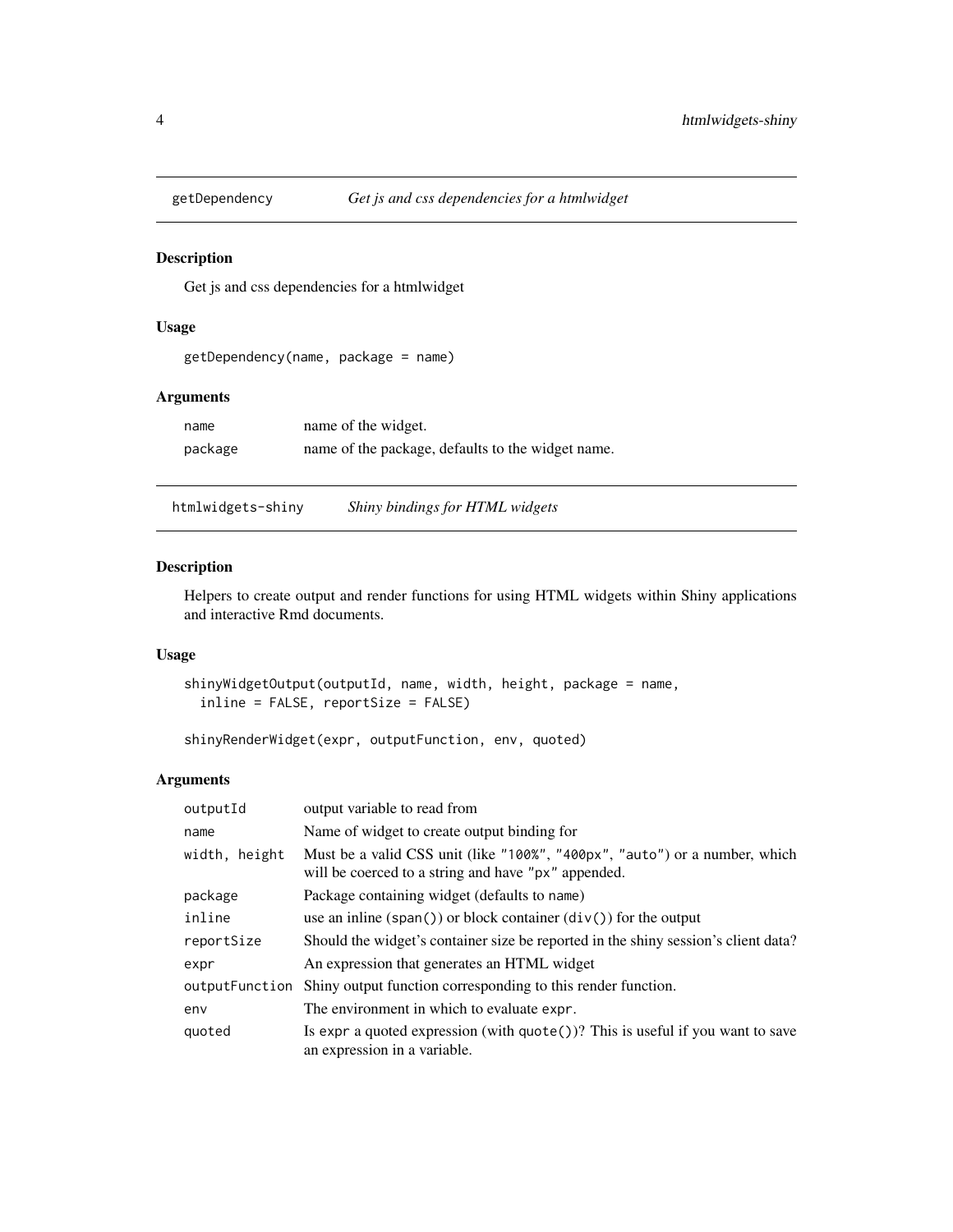## getDependency    *Get js and css dependencies for a htmlwidget*

### Description

Get js and css dependencies for a htmlwidget

### Usage

```
getDependency(name, package = name)
```

### Arguments

| | |
|---|---|
| name | name of the widget. |
| package | name of the package, defaults to the widget name. |

## htmlwidgets-shiny    *Shiny bindings for HTML widgets*

### Description

Helpers to create output and render functions for using HTML widgets within Shiny applications and interactive Rmd documents.

### Usage

```
shinyWidgetOutput(outputId, name, width, height, package = name,
  inline = FALSE, reportSize = FALSE)

shinyRenderWidget(expr, outputFunction, env, quoted)
```

### Arguments

| | |
|---|---|
| outputId | output variable to read from |
| name | Name of widget to create output binding for |
| width, height | Must be a valid CSS unit (like "100%", "400px", "auto") or a number, which will be coerced to a string and have "px" appended. |
| package | Package containing widget (defaults to name) |
| inline | use an inline (span()) or block container (div()) for the output |
| reportSize | Should the widget's container size be reported in the shiny session's client data? |
| expr | An expression that generates an HTML widget |
| outputFunction | Shiny output function corresponding to this render function. |
| env | The environment in which to evaluate expr. |
| quoted | Is expr a quoted expression (with quote())? This is useful if you want to save an expression in a variable. |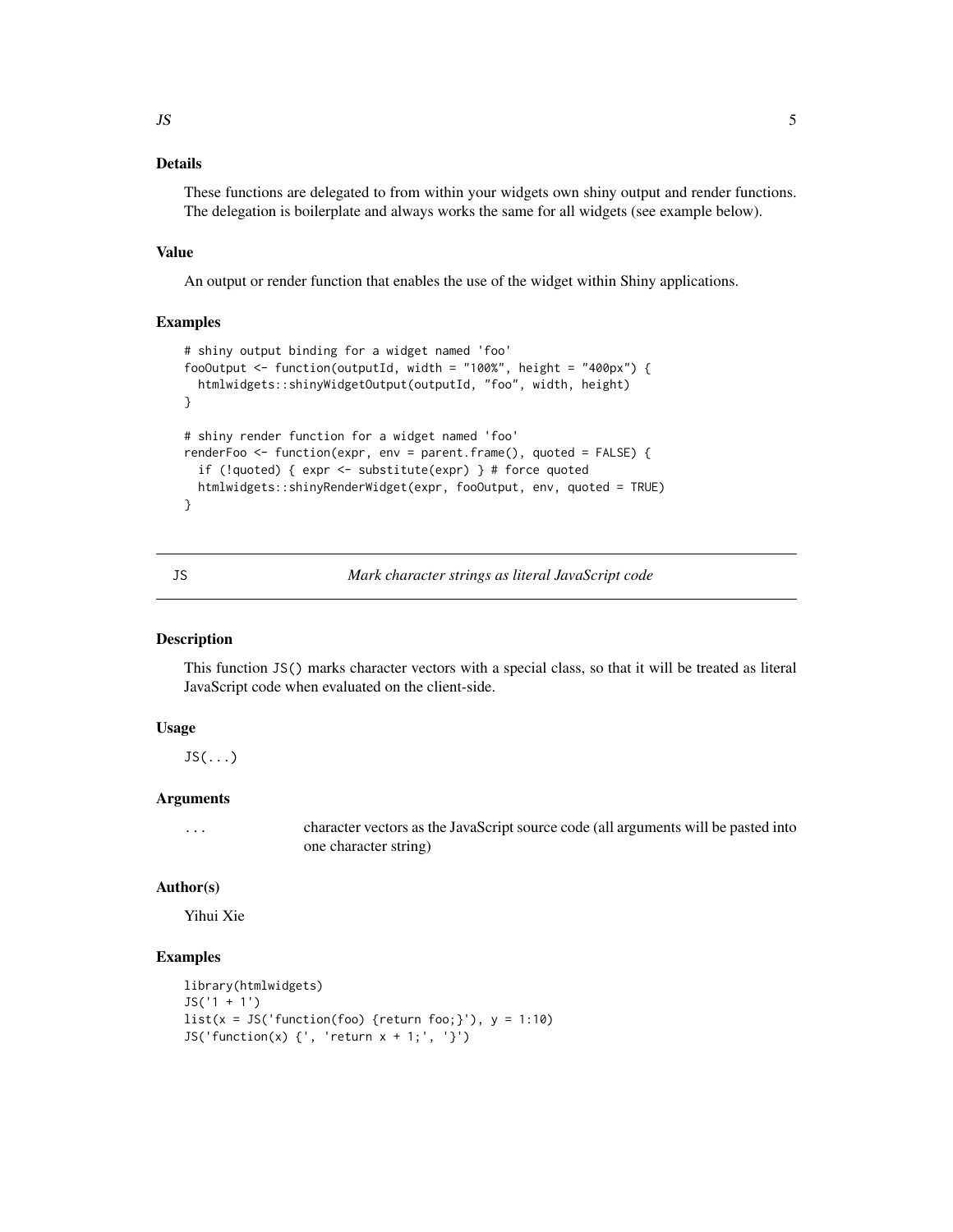### Details

These functions are delegated to from within your widgets own shiny output and render functions. The delegation is boilerplate and always works the same for all widgets (see example below).

### Value

An output or render function that enables the use of the widget within Shiny applications.

### Examples

```
# shiny output binding for a widget named 'foo'
fooOutput <- function(outputId, width = "100%", height = "400px") {
  htmlwidgets::shinyWidgetOutput(outputId, "foo", width, height)
}

# shiny render function for a widget named 'foo'
renderFoo <- function(expr, env = parent.frame(), quoted = FALSE) {
  if (!quoted) { expr <- substitute(expr) } # force quoted
  htmlwidgets::shinyRenderWidget(expr, fooOutput, env, quoted = TRUE)
}
```

---

## JS — *Mark character strings as literal JavaScript code*

---

### Description

This function `JS()` marks character vectors with a special class, so that it will be treated as literal JavaScript code when evaluated on the client-side.

### Usage

```
JS(...)
```

### Arguments

| | |
|---|---|
| `...` | character vectors as the JavaScript source code (all arguments will be pasted into one character string) |

### Author(s)

Yihui Xie

### Examples

```
library(htmlwidgets)
JS('1 + 1')
list(x = JS('function(foo) {return foo;}'), y = 1:10)
JS('function(x) {', 'return x + 1;', '}')
```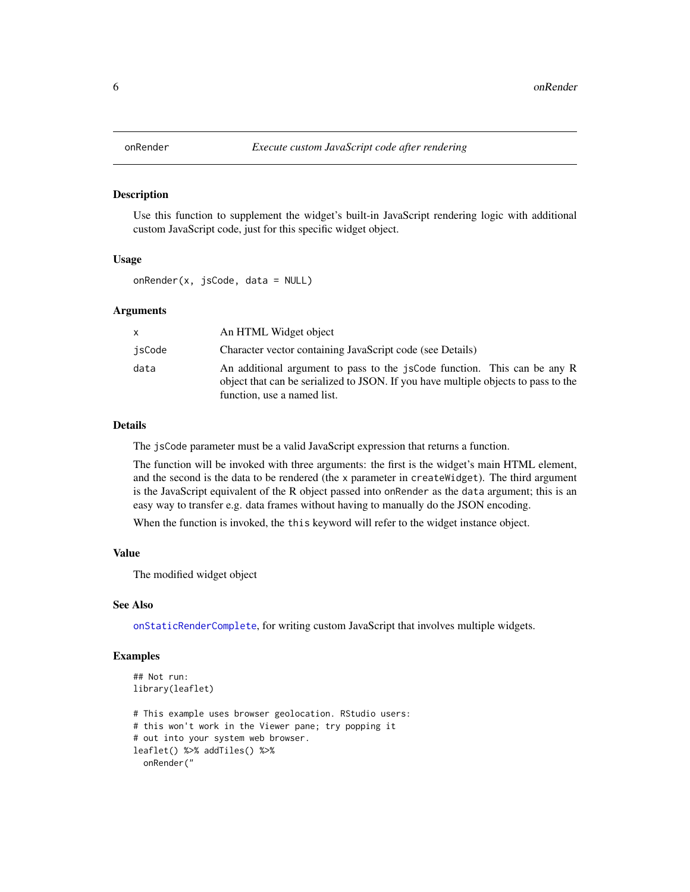# onRender — *Execute custom JavaScript code after rendering*

## Description

Use this function to supplement the widget's built-in JavaScript rendering logic with additional custom JavaScript code, just for this specific widget object.

## Usage

```
onRender(x, jsCode, data = NULL)
```

## Arguments

| | |
|---|---|
| `x` | An HTML Widget object |
| `jsCode` | Character vector containing JavaScript code (see Details) |
| `data` | An additional argument to pass to the `jsCode` function. This can be any R object that can be serialized to JSON. If you have multiple objects to pass to the function, use a named list. |

## Details

The `jsCode` parameter must be a valid JavaScript expression that returns a function.

The function will be invoked with three arguments: the first is the widget's main HTML element, and the second is the data to be rendered (the `x` parameter in `createWidget`). The third argument is the JavaScript equivalent of the R object passed into `onRender` as the `data` argument; this is an easy way to transfer e.g. data frames without having to manually do the JSON encoding.

When the function is invoked, the `this` keyword will refer to the widget instance object.

## Value

The modified widget object

## See Also

`onStaticRenderComplete`, for writing custom JavaScript that involves multiple widgets.

## Examples

```
## Not run:
library(leaflet)

# This example uses browser geolocation. RStudio users:
# this won't work in the Viewer pane; try popping it
# out into your system web browser.
leaflet() %>% addTiles() %>%
  onRender("
```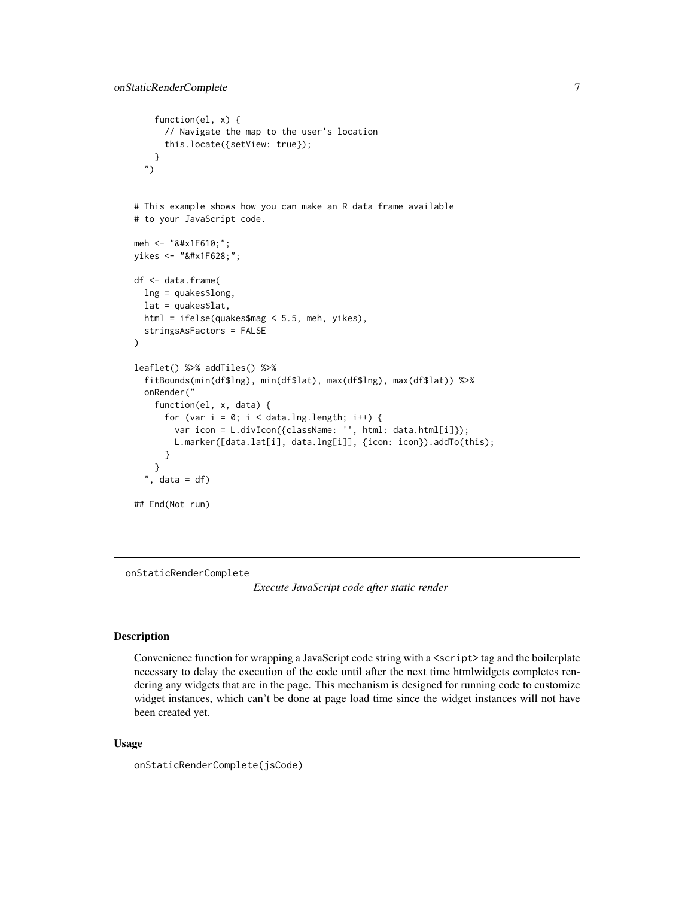```
    function(el, x) {
      // Navigate the map to the user's location
      this.locate({setView: true});
    }
  ")


# This example shows how you can make an R data frame available
# to your JavaScript code.

meh <- "&#x1F610;";
yikes <- "&#x1F628;";

df <- data.frame(
  lng = quakes$long,
  lat = quakes$lat,
  html = ifelse(quakes$mag < 5.5, meh, yikes),
  stringsAsFactors = FALSE
)

leaflet() %>% addTiles() %>%
  fitBounds(min(df$lng), min(df$lat), max(df$lng), max(df$lat)) %>%
  onRender("
    function(el, x, data) {
      for (var i = 0; i < data.lng.length; i++) {
        var icon = L.divIcon({className: '', html: data.html[i]});
        L.marker([data.lat[i], data.lng[i]], {icon: icon}).addTo(this);
      }
    }
  ", data = df)

## End(Not run)
```

---

## onStaticRenderComplete — *Execute JavaScript code after static render*

### Description

Convenience function for wrapping a JavaScript code string with a `<script>` tag and the boilerplate necessary to delay the execution of the code until after the next time htmlwidgets completes rendering any widgets that are in the page. This mechanism is designed for running code to customize widget instances, which can't be done at page load time since the widget instances will not have been created yet.

### Usage

```
onStaticRenderComplete(jsCode)
```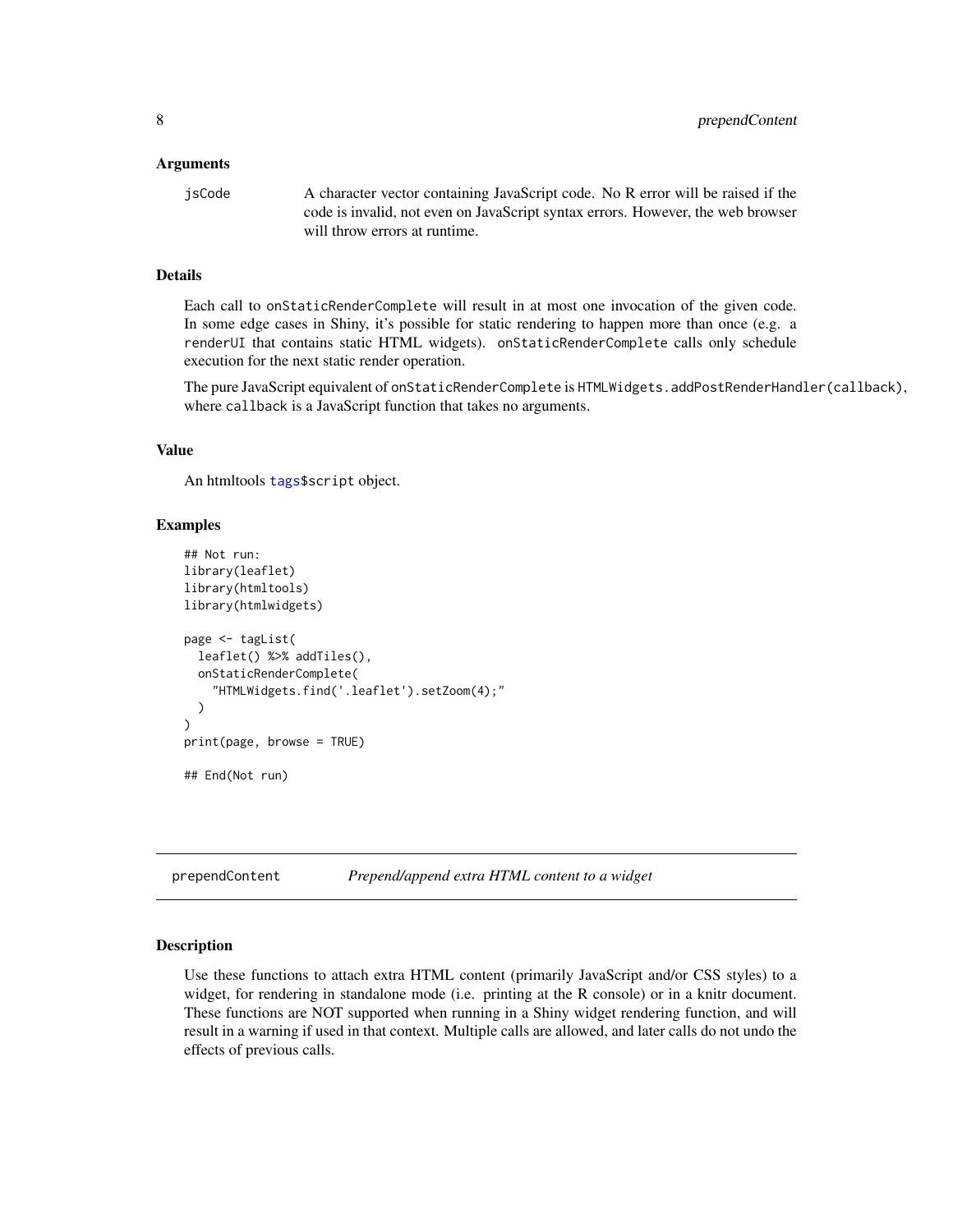### Arguments

jsCode — A character vector containing JavaScript code. No R error will be raised if the code is invalid, not even on JavaScript syntax errors. However, the web browser will throw errors at runtime.

### Details

Each call to `onStaticRenderComplete` will result in at most one invocation of the given code. In some edge cases in Shiny, it's possible for static rendering to happen more than once (e.g. a `renderUI` that contains static HTML widgets). `onStaticRenderComplete` calls only schedule execution for the next static render operation.

The pure JavaScript equivalent of `onStaticRenderComplete` is `HTMLWidgets.addPostRenderHandler(callback)`, where `callback` is a JavaScript function that takes no arguments.

### Value

An htmltools tags$script object.

### Examples

```
## Not run:
library(leaflet)
library(htmltools)
library(htmlwidgets)

page <- tagList(
  leaflet() %>% addTiles(),
  onStaticRenderComplete(
    "HTMLWidgets.find('.leaflet').setZoom(4);"
  )
)
print(page, browse = TRUE)

## End(Not run)
```

## prependContent — *Prepend/append extra HTML content to a widget*

### Description

Use these functions to attach extra HTML content (primarily JavaScript and/or CSS styles) to a widget, for rendering in standalone mode (i.e. printing at the R console) or in a knitr document. These functions are NOT supported when running in a Shiny widget rendering function, and will result in a warning if used in that context. Multiple calls are allowed, and later calls do not undo the effects of previous calls.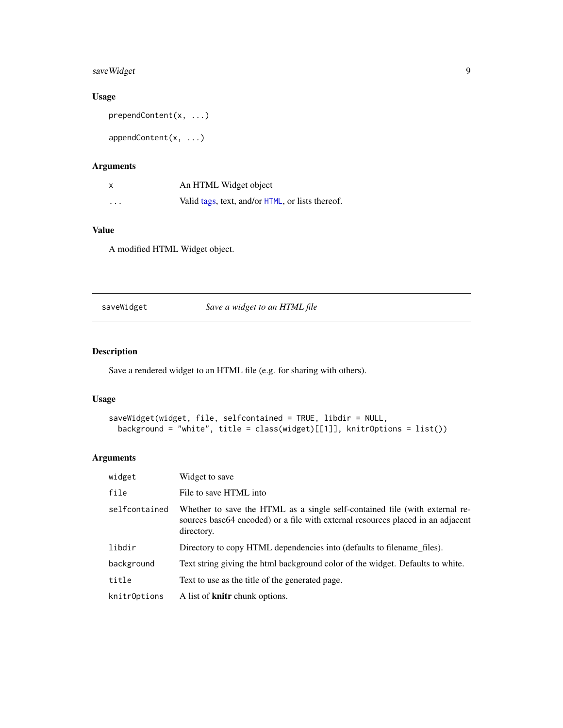### Usage

```
prependContent(x, ...)

appendContent(x, ...)
```

### Arguments

| | |
|---|---|
| x | An HTML Widget object |
| ... | Valid tags, text, and/or HTML, or lists thereof. |

### Value

A modified HTML Widget object.

---

## saveWidget — *Save a widget to an HTML file*

### Description

Save a rendered widget to an HTML file (e.g. for sharing with others).

### Usage

```
saveWidget(widget, file, selfcontained = TRUE, libdir = NULL,
  background = "white", title = class(widget)[[1]], knitrOptions = list())
```

### Arguments

| | |
|---|---|
| widget | Widget to save |
| file | File to save HTML into |
| selfcontained | Whether to save the HTML as a single self-contained file (with external resources base64 encoded) or a file with external resources placed in an adjacent directory. |
| libdir | Directory to copy HTML dependencies into (defaults to filename_files). |
| background | Text string giving the html background color of the widget. Defaults to white. |
| title | Text to use as the title of the generated page. |
| knitrOptions | A list of **knitr** chunk options. |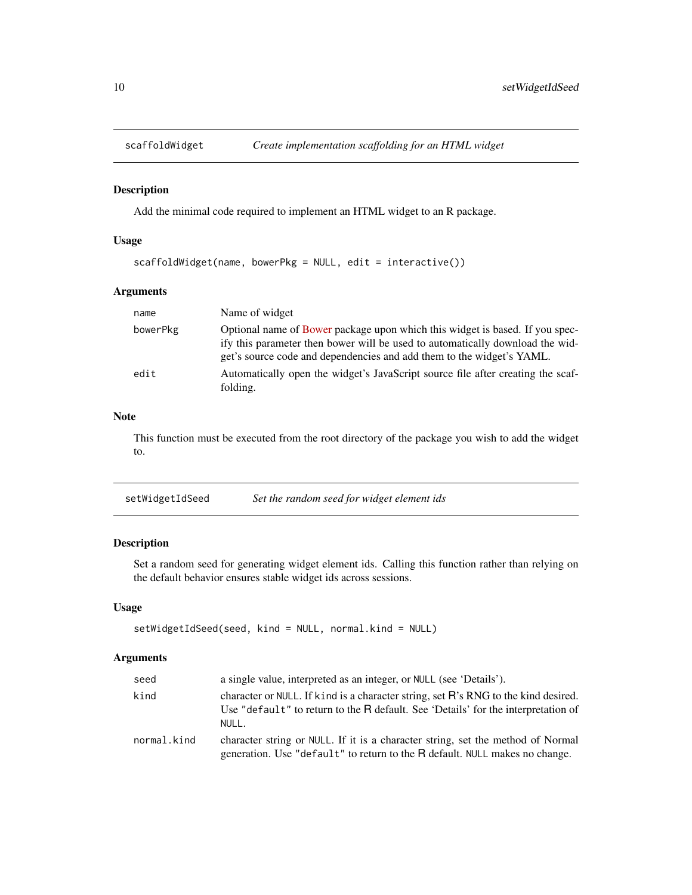## scaffoldWidget — *Create implementation scaffolding for an HTML widget*

### Description

Add the minimal code required to implement an HTML widget to an R package.

### Usage

```
scaffoldWidget(name, bowerPkg = NULL, edit = interactive())
```

### Arguments

| | |
|---|---|
| `name` | Name of widget |
| `bowerPkg` | Optional name of Bower package upon which this widget is based. If you specify this parameter then bower will be used to automatically download the widget's source code and dependencies and add them to the widget's YAML. |
| `edit` | Automatically open the widget's JavaScript source file after creating the scaffolding. |

### Note

This function must be executed from the root directory of the package you wish to add the widget to.

## setWidgetIdSeed — *Set the random seed for widget element ids*

### Description

Set a random seed for generating widget element ids. Calling this function rather than relying on the default behavior ensures stable widget ids across sessions.

### Usage

```
setWidgetIdSeed(seed, kind = NULL, normal.kind = NULL)
```

### Arguments

| | |
|---|---|
| `seed` | a single value, interpreted as an integer, or `NULL` (see 'Details'). |
| `kind` | character or `NULL`. If `kind` is a character string, set R's RNG to the kind desired. Use `"default"` to return to the R default. See 'Details' for the interpretation of `NULL`. |
| `normal.kind` | character string or `NULL`. If it is a character string, set the method of Normal generation. Use `"default"` to return to the R default. `NULL` makes no change. |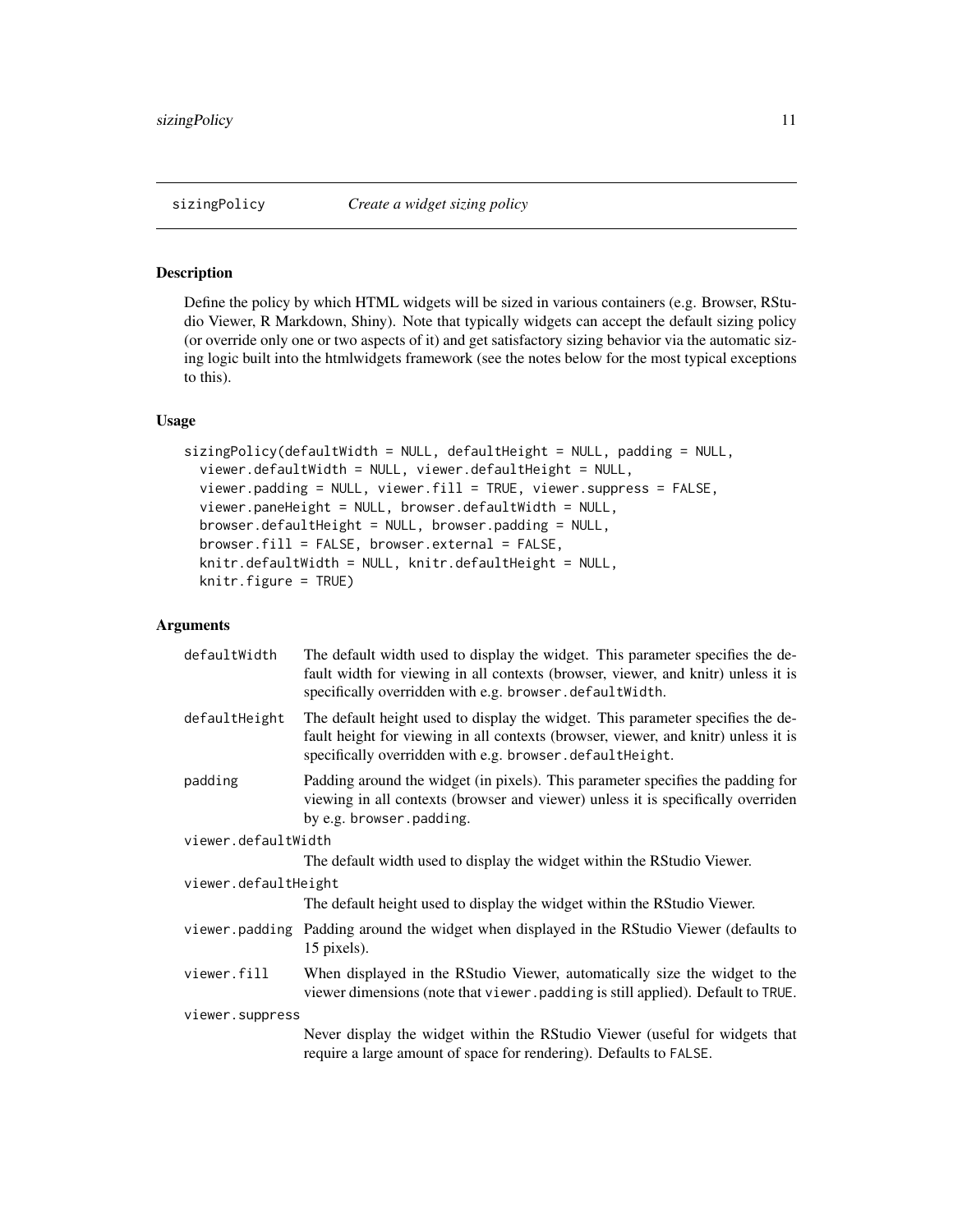## sizingPolicy — *Create a widget sizing policy*

### Description

Define the policy by which HTML widgets will be sized in various containers (e.g. Browser, RStudio Viewer, R Markdown, Shiny). Note that typically widgets can accept the default sizing policy (or override only one or two aspects of it) and get satisfactory sizing behavior via the automatic sizing logic built into the htmlwidgets framework (see the notes below for the most typical exceptions to this).

### Usage

```
sizingPolicy(defaultWidth = NULL, defaultHeight = NULL, padding = NULL,
  viewer.defaultWidth = NULL, viewer.defaultHeight = NULL,
  viewer.padding = NULL, viewer.fill = TRUE, viewer.suppress = FALSE,
  viewer.paneHeight = NULL, browser.defaultWidth = NULL,
  browser.defaultHeight = NULL, browser.padding = NULL,
  browser.fill = FALSE, browser.external = FALSE,
  knitr.defaultWidth = NULL, knitr.defaultHeight = NULL,
  knitr.figure = TRUE)
```

### Arguments

| Argument | Description |
|---|---|
| `defaultWidth` | The default width used to display the widget. This parameter specifies the default width for viewing in all contexts (browser, viewer, and knitr) unless it is specifically overridden with e.g. `browser.defaultWidth`. |
| `defaultHeight` | The default height used to display the widget. This parameter specifies the default height for viewing in all contexts (browser, viewer, and knitr) unless it is specifically overridden with e.g. `browser.defaultHeight`. |
| `padding` | Padding around the widget (in pixels). This parameter specifies the padding for viewing in all contexts (browser and viewer) unless it is specifically overriden by e.g. `browser.padding`. |
| `viewer.defaultWidth` | The default width used to display the widget within the RStudio Viewer. |
| `viewer.defaultHeight` | The default height used to display the widget within the RStudio Viewer. |
| `viewer.padding` | Padding around the widget when displayed in the RStudio Viewer (defaults to 15 pixels). |
| `viewer.fill` | When displayed in the RStudio Viewer, automatically size the widget to the viewer dimensions (note that `viewer.padding` is still applied). Default to `TRUE`. |
| `viewer.suppress` | Never display the widget within the RStudio Viewer (useful for widgets that require a large amount of space for rendering). Defaults to `FALSE`. |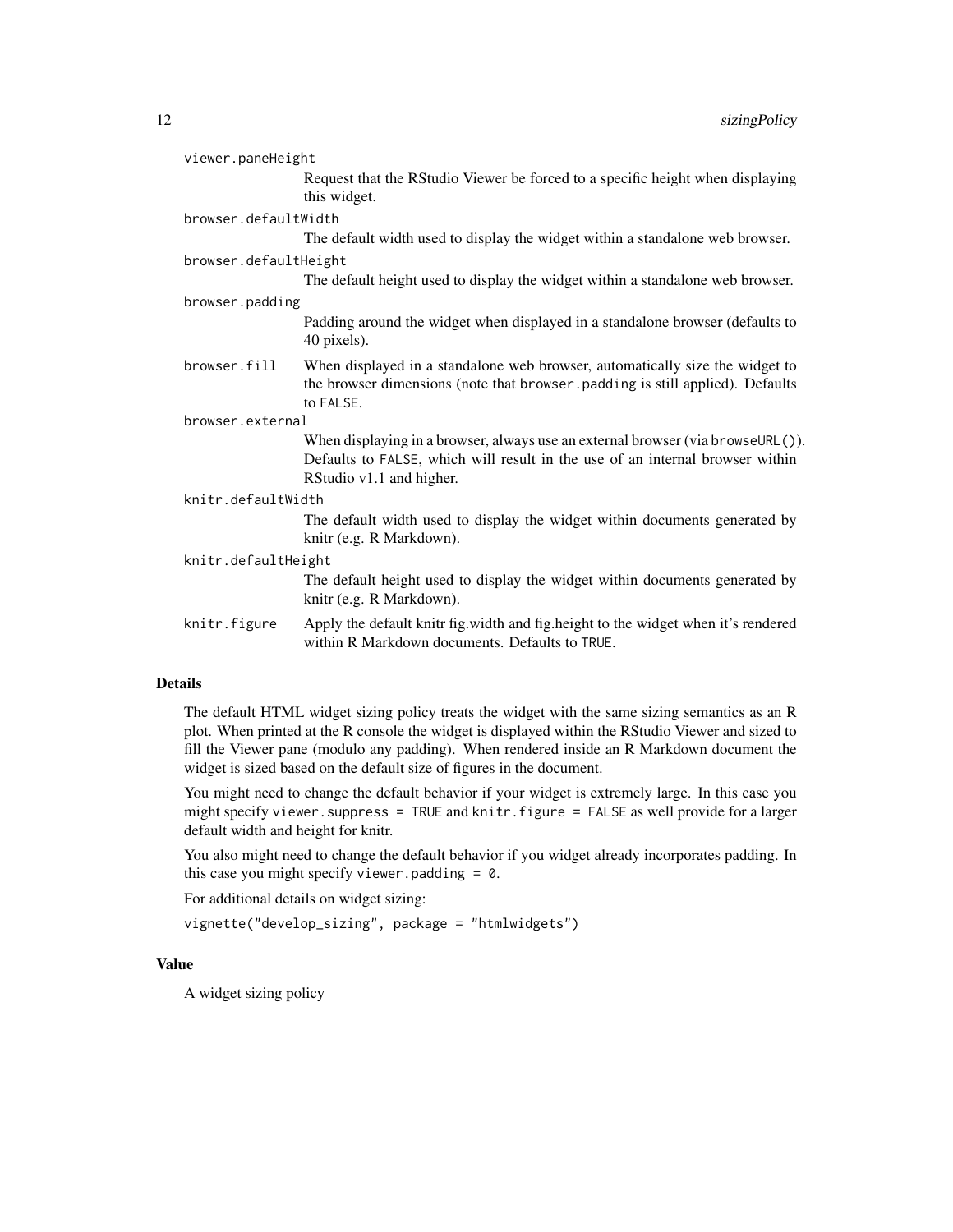viewer.paneHeight
: Request that the RStudio Viewer be forced to a specific height when displaying this widget.

browser.defaultWidth
: The default width used to display the widget within a standalone web browser.

browser.defaultHeight
: The default height used to display the widget within a standalone web browser.

browser.padding
: Padding around the widget when displayed in a standalone browser (defaults to 40 pixels).

browser.fill
: When displayed in a standalone web browser, automatically size the widget to the browser dimensions (note that `browser.padding` is still applied). Defaults to `FALSE`.

browser.external
: When displaying in a browser, always use an external browser (via `browseURL()`). Defaults to `FALSE`, which will result in the use of an internal browser within RStudio v1.1 and higher.

knitr.defaultWidth
: The default width used to display the widget within documents generated by knitr (e.g. R Markdown).

knitr.defaultHeight
: The default height used to display the widget within documents generated by knitr (e.g. R Markdown).

knitr.figure
: Apply the default knitr fig.width and fig.height to the widget when it's rendered within R Markdown documents. Defaults to `TRUE`.

## Details

The default HTML widget sizing policy treats the widget with the same sizing semantics as an R plot. When printed at the R console the widget is displayed within the RStudio Viewer and sized to fill the Viewer pane (modulo any padding). When rendered inside an R Markdown document the widget is sized based on the default size of figures in the document.

You might need to change the default behavior if your widget is extremely large. In this case you might specify `viewer.suppress = TRUE` and `knitr.figure = FALSE` as well provide for a larger default width and height for knitr.

You also might need to change the default behavior if you widget already incorporates padding. In this case you might specify `viewer.padding = 0`.

For additional details on widget sizing:

```
vignette("develop_sizing", package = "htmlwidgets")
```

## Value

A widget sizing policy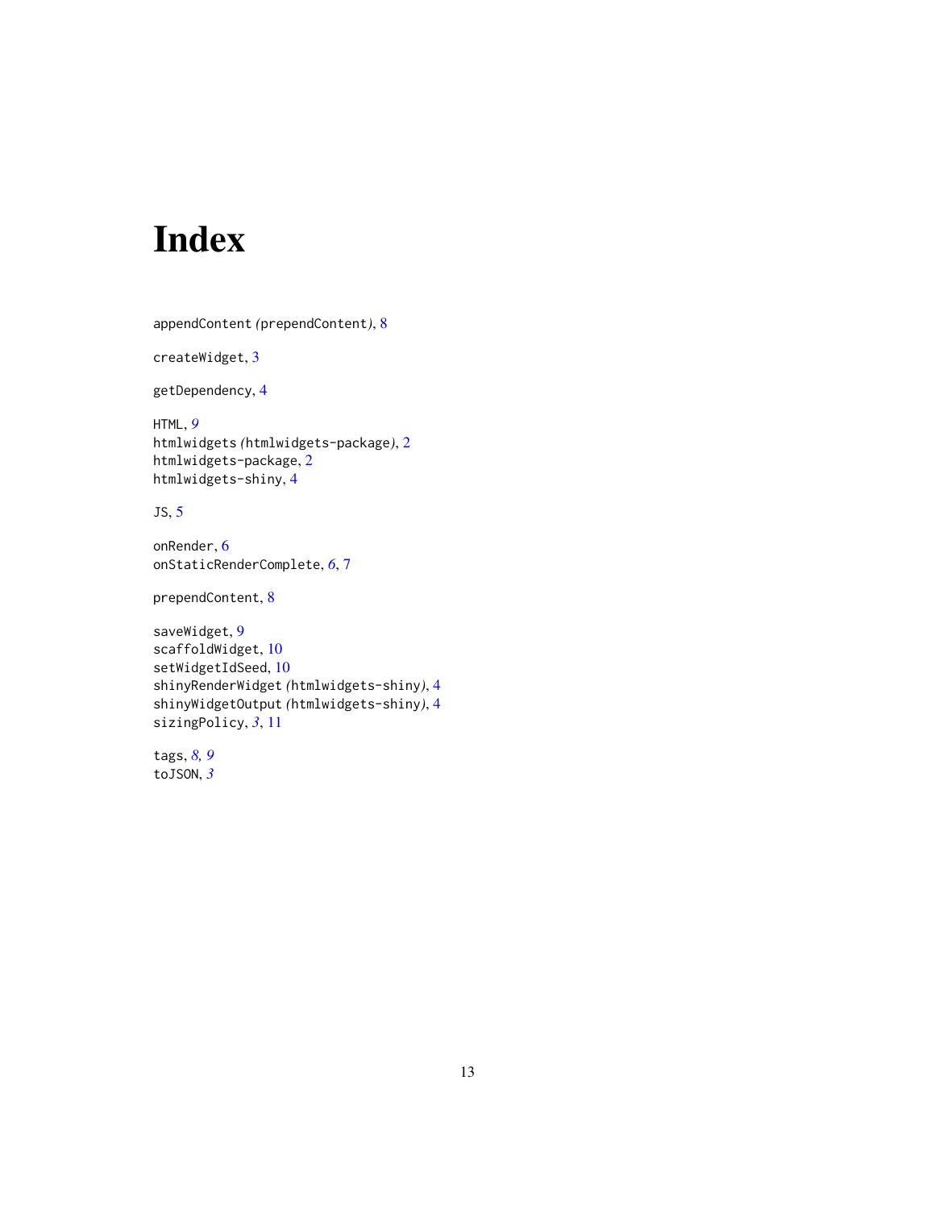# Index

appendContent (prependContent), 8

createWidget, 3

getDependency, 4

HTML, *9*
htmlwidgets (htmlwidgets-package), 2
htmlwidgets-package, 2
htmlwidgets-shiny, 4

JS, 5

onRender, 6
onStaticRenderComplete, *6*, 7

prependContent, 8

saveWidget, 9
scaffoldWidget, 10
setWidgetIdSeed, 10
shinyRenderWidget (htmlwidgets-shiny), 4
shinyWidgetOutput (htmlwidgets-shiny), 4
sizingPolicy, *3*, 11

tags, *8, 9*
toJSON, *3*